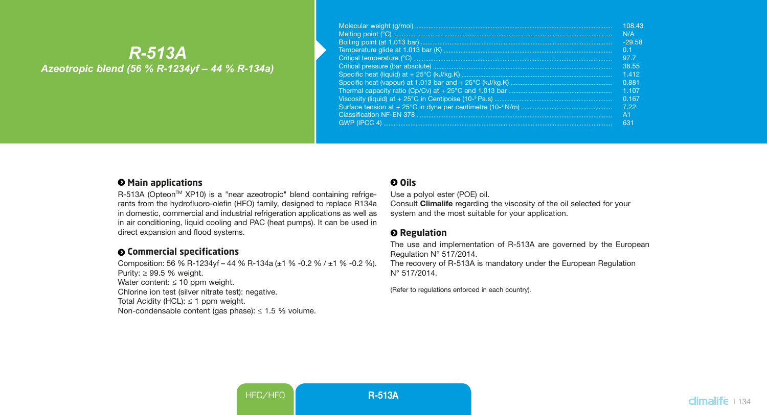# R-513A

*Azeotropic blend (56 % R-1234yf – 44 % R-134a)*

| Property | Value |
|---|---|
| Molecular weight (g/mol) | 108.43 |
| Melting point (°C) | N/A |
| Boiling point (at 1.013 bar) | -29.58 |
| Temperature glide at 1.013 bar (K) | 0.1 |
| Critical temperature (°C) | 97.7 |
| Critical pressure (bar absolute) | 38.55 |
| Specific heat (liquid) at + 25°C (kJ/kg.K) | 1.412 |
| Specific heat (vapour) at 1.013 bar and + 25°C (kJ/kg.K) | 0.881 |
| Thermal capacity ratio (Cp/Cv) at + 25°C and 1.013 bar | 1.107 |
| Viscosity (liquid) at + 25°C in Centipoise ($10^{-3}$ Pa.s) | 0.167 |
| Surface tension at + 25°C in dyne per centimetre ($10^{-3}$ N/m) | 7.22 |
| Classification NF-EN 378 | A1 |
| GWP (IPCC 4) | 631 |

## Main applications

R-513A (Opteon™ XP10) is a "near azeotropic" blend containing refrigerants from the hydrofluoro-olefin (HFO) family, designed to replace R134a in domestic, commercial and industrial refrigeration applications as well as in air conditioning, liquid cooling and PAC (heat pumps). It can be used in direct expansion and flood systems.

## Commercial specifications

Composition: 56 % R-1234yf – 44 % R-134a (±1 % -0.2 % / ±1 % -0.2 %).
Purity: ≥ 99.5 % weight.
Water content: ≤ 10 ppm weight.
Chlorine ion test (silver nitrate test): negative.
Total Acidity (HCL): ≤ 1 ppm weight.
Non-condensable content (gas phase): ≤ 1.5 % volume.

## Oils

Use a polyol ester (POE) oil.
Consult **Climalife** regarding the viscosity of the oil selected for your system and the most suitable for your application.

## Regulation

The use and implementation of R-513A are governed by the European Regulation N° 517/2014.
The recovery of R-513A is mandatory under the European Regulation N° 517/2014.

(Refer to regulations enforced in each country).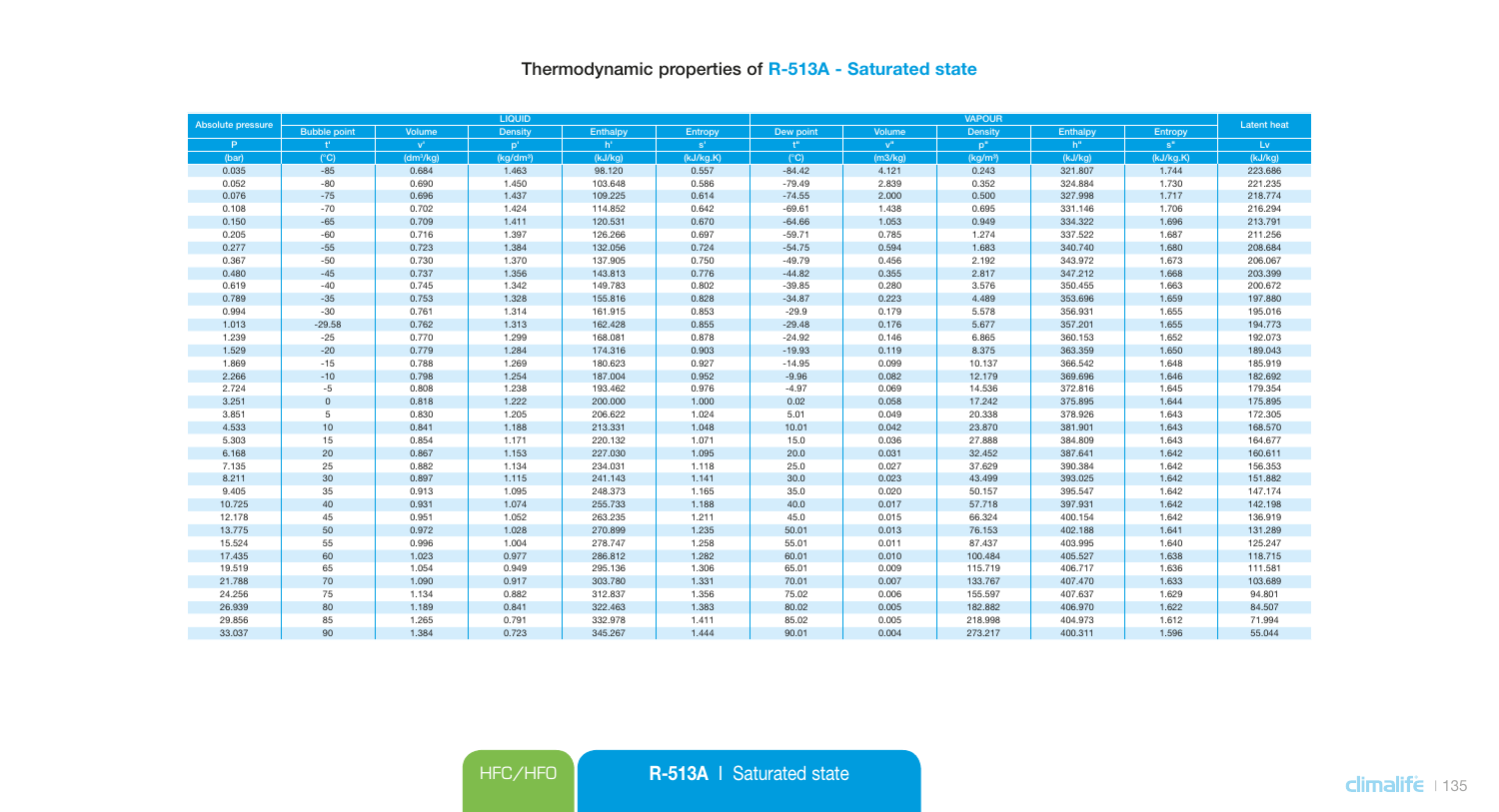# Thermodynamic properties of R-513A - Saturated state

| Absolute pressure | LIQUID | | | | | VAPOUR | | | | | Latent heat |
|---|---|---|---|---|---|---|---|---|---|---|---|
| | Bubble point | Volume | Density | Enthalpy | Entropy | Dew point | Volume | Density | Enthalpy | Entropy | |
| P | t' | v' | ρ' | h' | s' | t" | v" | ρ" | h" | s" | Lv |
| (bar) | (°C) | (dm³/kg) | (kg/dm³) | (kJ/kg) | (kJ/kg.K) | (°C) | (m3/kg) | (kg/m³) | (kJ/kg) | (kJ/kg.K) | (kJ/kg) |
| 0.035 | -85 | 0.684 | 1.463 | 98.120 | 0.557 | -84.42 | 4.121 | 0.243 | 321.807 | 1.744 | 223.686 |
| 0.052 | -80 | 0.690 | 1.450 | 103.648 | 0.586 | -79.49 | 2.839 | 0.352 | 324.884 | 1.730 | 221.235 |
| 0.076 | -75 | 0.696 | 1.437 | 109.225 | 0.614 | -74.55 | 2.000 | 0.500 | 327.998 | 1.717 | 218.774 |
| 0.108 | -70 | 0.702 | 1.424 | 114.852 | 0.642 | -69.61 | 1.438 | 0.695 | 331.146 | 1.706 | 216.294 |
| 0.150 | -65 | 0.709 | 1.411 | 120.531 | 0.670 | -64.66 | 1.053 | 0.949 | 334.322 | 1.696 | 213.791 |
| 0.205 | -60 | 0.716 | 1.397 | 126.266 | 0.697 | -59.71 | 0.785 | 1.274 | 337.522 | 1.687 | 211.256 |
| 0.277 | -55 | 0.723 | 1.384 | 132.056 | 0.724 | -54.75 | 0.594 | 1.683 | 340.740 | 1.680 | 208.684 |
| 0.367 | -50 | 0.730 | 1.370 | 137.905 | 0.750 | -49.79 | 0.456 | 2.192 | 343.972 | 1.673 | 206.067 |
| 0.480 | -45 | 0.737 | 1.356 | 143.813 | 0.776 | -44.82 | 0.355 | 2.817 | 347.212 | 1.668 | 203.399 |
| 0.619 | -40 | 0.745 | 1.342 | 149.783 | 0.802 | -39.85 | 0.280 | 3.576 | 350.455 | 1.663 | 200.672 |
| 0.789 | -35 | 0.753 | 1.328 | 155.816 | 0.828 | -34.87 | 0.223 | 4.489 | 353.696 | 1.659 | 197.880 |
| 0.994 | -30 | 0.761 | 1.314 | 161.915 | 0.853 | -29.9 | 0.179 | 5.578 | 356.931 | 1.655 | 195.016 |
| 1.013 | -29.58 | 0.762 | 1.313 | 162.428 | 0.855 | -29.48 | 0.176 | 5.677 | 357.201 | 1.655 | 194.773 |
| 1.239 | -25 | 0.770 | 1.299 | 168.081 | 0.878 | -24.92 | 0.146 | 6.865 | 360.153 | 1.652 | 192.073 |
| 1.529 | -20 | 0.779 | 1.284 | 174.316 | 0.903 | -19.93 | 0.119 | 8.375 | 363.359 | 1.650 | 189.043 |
| 1.869 | -15 | 0.788 | 1.269 | 180.623 | 0.927 | -14.95 | 0.099 | 10.137 | 366.542 | 1.648 | 185.919 |
| 2.266 | -10 | 0.798 | 1.254 | 187.004 | 0.952 | -9.96 | 0.082 | 12.179 | 369.696 | 1.646 | 182.692 |
| 2.724 | -5 | 0.808 | 1.238 | 193.462 | 0.976 | -4.97 | 0.069 | 14.536 | 372.816 | 1.645 | 179.354 |
| 3.251 | 0 | 0.818 | 1.222 | 200.000 | 1.000 | 0.02 | 0.058 | 17.242 | 375.895 | 1.644 | 175.895 |
| 3.851 | 5 | 0.830 | 1.205 | 206.622 | 1.024 | 5.01 | 0.049 | 20.338 | 378.926 | 1.643 | 172.305 |
| 4.533 | 10 | 0.841 | 1.188 | 213.331 | 1.048 | 10.01 | 0.042 | 23.870 | 381.901 | 1.643 | 168.570 |
| 5.303 | 15 | 0.854 | 1.171 | 220.132 | 1.071 | 15.0 | 0.036 | 27.888 | 384.809 | 1.643 | 164.677 |
| 6.168 | 20 | 0.867 | 1.153 | 227.030 | 1.095 | 20.0 | 0.031 | 32.452 | 387.641 | 1.642 | 160.611 |
| 7.135 | 25 | 0.882 | 1.134 | 234.031 | 1.118 | 25.0 | 0.027 | 37.629 | 390.384 | 1.642 | 156.353 |
| 8.211 | 30 | 0.897 | 1.115 | 241.143 | 1.141 | 30.0 | 0.023 | 43.499 | 393.025 | 1.642 | 151.882 |
| 9.405 | 35 | 0.913 | 1.095 | 248.373 | 1.165 | 35.0 | 0.020 | 50.157 | 395.547 | 1.642 | 147.174 |
| 10.725 | 40 | 0.931 | 1.074 | 255.733 | 1.188 | 40.0 | 0.017 | 57.718 | 397.931 | 1.642 | 142.198 |
| 12.178 | 45 | 0.951 | 1.052 | 263.235 | 1.211 | 45.0 | 0.015 | 66.324 | 400.154 | 1.642 | 136.919 |
| 13.775 | 50 | 0.972 | 1.028 | 270.899 | 1.235 | 50.01 | 0.013 | 76.153 | 402.188 | 1.641 | 131.289 |
| 15.524 | 55 | 0.996 | 1.004 | 278.747 | 1.258 | 55.01 | 0.011 | 87.437 | 403.995 | 1.640 | 125.247 |
| 17.435 | 60 | 1.023 | 0.977 | 286.812 | 1.282 | 60.01 | 0.010 | 100.484 | 405.527 | 1.638 | 118.715 |
| 19.519 | 65 | 1.054 | 0.949 | 295.136 | 1.306 | 65.01 | 0.009 | 115.719 | 406.717 | 1.636 | 111.581 |
| 21.788 | 70 | 1.090 | 0.917 | 303.780 | 1.331 | 70.01 | 0.007 | 133.767 | 407.470 | 1.633 | 103.689 |
| 24.256 | 75 | 1.134 | 0.882 | 312.837 | 1.356 | 75.02 | 0.006 | 155.597 | 407.637 | 1.629 | 94.801 |
| 26.939 | 80 | 1.189 | 0.841 | 322.463 | 1.383 | 80.02 | 0.005 | 182.882 | 406.970 | 1.622 | 84.507 |
| 29.856 | 85 | 1.265 | 0.791 | 332.978 | 1.411 | 85.02 | 0.005 | 218.998 | 404.973 | 1.612 | 71.994 |
| 33.037 | 90 | 1.384 | 0.723 | 345.267 | 1.444 | 90.01 | 0.004 | 273.217 | 400.311 | 1.596 | 55.044 |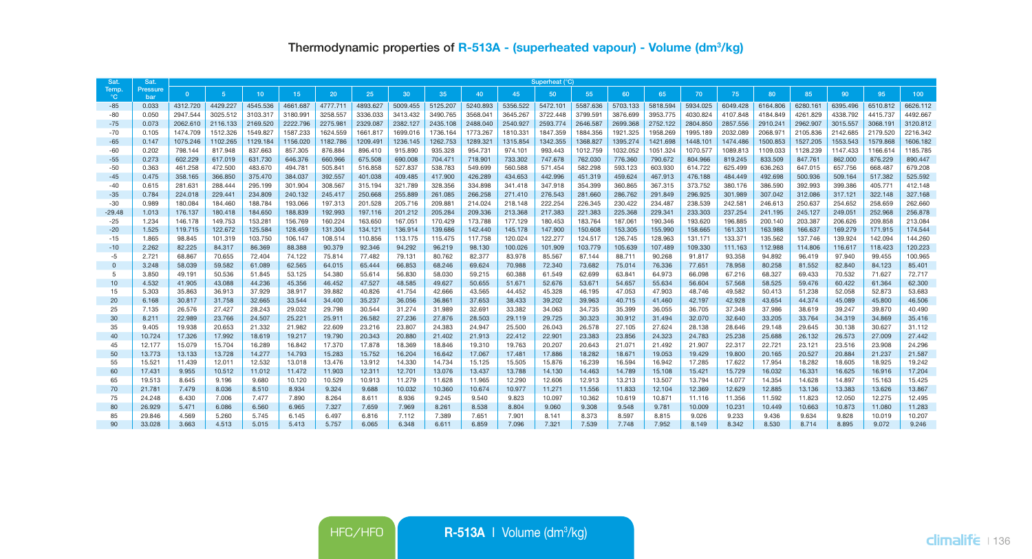## Thermodynamic properties of R-513A - (superheated vapour) - Volume (dm$^3$/kg)

| Sat. Temp. °C | Sat. Pressure bar | Superheat (°C) | | | | | | | | | | | | | | | | | | | | |
|---|---|---|---|---|---|---|---|---|---|---|---|---|---|---|---|---|---|---|---|---|---|---|
| | | 0 | 5 | 10 | 15 | 20 | 25 | 30 | 35 | 40 | 45 | 50 | 55 | 60 | 65 | 70 | 75 | 80 | 85 | 90 | 95 | 100 |
| -85 | 0.033 | 4312.720 | 4429.227 | 4545.536 | 4661.687 | 4777.711 | 4893.627 | 5009.455 | 5125.207 | 5240.893 | 5356.522 | 5472.101 | 5587.636 | 5703.133 | 5818.594 | 5934.025 | 6049.428 | 6164.806 | 6280.161 | 6395.496 | 6510.812 | 6626.112 |
| -80 | 0.050 | 2947.544 | 3025.512 | 3103.317 | 3180.991 | 3258.557 | 3336.033 | 3413.432 | 3490.765 | 3568.041 | 3645.267 | 3722.448 | 3799.591 | 3876.699 | 3953.775 | 4030.824 | 4107.848 | 4184.849 | 4261.829 | 4338.792 | 4415.737 | 4492.667 |
| -75 | 0.073 | 2062.610 | 2116.133 | 2169.520 | 2222.796 | 2275.981 | 2329.087 | 2382.127 | 2435.108 | 2488.040 | 2540.927 | 2593.774 | 2646.587 | 2699.368 | 2752.122 | 2804.850 | 2857.556 | 2910.241 | 2962.907 | 3015.557 | 3068.191 | 3120.812 |
| -70 | 0.105 | 1474.709 | 1512.326 | 1549.827 | 1587.233 | 1624.559 | 1661.817 | 1699.016 | 1736.164 | 1773.267 | 1810.331 | 1847.359 | 1884.356 | 1921.325 | 1958.269 | 1995.189 | 2032.089 | 2068.971 | 2105.836 | 2142.685 | 2179.520 | 2216.342 |
| -65 | 0.147 | 1075.246 | 1102.265 | 1129.184 | 1156.020 | 1182.786 | 1209.491 | 1236.145 | 1262.753 | 1289.321 | 1315.854 | 1342.355 | 1368.827 | 1395.274 | 1421.698 | 1448.101 | 1474.486 | 1500.853 | 1527.205 | 1553.543 | 1579.868 | 1606.182 |
| -60 | 0.202 | 798.144 | 817.948 | 837.663 | 857.305 | 876.884 | 896.410 | 915.890 | 935.328 | 954.731 | 974.101 | 993.443 | 1012.759 | 1032.052 | 1051.324 | 1070.577 | 1089.813 | 1109.033 | 1128.239 | 1147.433 | 1166.614 | 1185.785 |
| -55 | 0.273 | 602.229 | 617.019 | 631.730 | 646.376 | 660.966 | 675.508 | 690.008 | 704.471 | 718.901 | 733.302 | 747.678 | 762.030 | 776.360 | 790.672 | 804.966 | 819.245 | 833.509 | 847.761 | 862.000 | 876.229 | 890.447 |
| -50 | 0.363 | 461.258 | 472.500 | 483.670 | 494.781 | 505.841 | 516.858 | 527.837 | 538.783 | 549.699 | 560.588 | 571.454 | 582.298 | 593.123 | 603.930 | 614.722 | 625.499 | 636.263 | 647.015 | 657.756 | 668.487 | 679.208 |
| -45 | 0.475 | 358.165 | 366.850 | 375.470 | 384.037 | 392.557 | 401.038 | 409.485 | 417.900 | 426.289 | 434.653 | 442.996 | 451.319 | 459.624 | 467.913 | 476.188 | 484.449 | 492.698 | 500.936 | 509.164 | 517.382 | 525.592 |
| -40 | 0.615 | 281.631 | 288.444 | 295.199 | 301.904 | 308.567 | 315.194 | 321.789 | 328.356 | 334.898 | 341.418 | 347.918 | 354.399 | 360.865 | 367.315 | 373.752 | 380.176 | 386.590 | 392.993 | 399.386 | 405.771 | 412.148 |
| -35 | 0.784 | 224.018 | 229.441 | 234.809 | 240.132 | 245.417 | 250.668 | 255.889 | 261.085 | 266.258 | 271.410 | 276.543 | 281.660 | 286.762 | 291.849 | 296.925 | 301.989 | 307.042 | 312.086 | 317.121 | 322.148 | 327.168 |
| -30 | 0.989 | 180.084 | 184.460 | 188.784 | 193.066 | 197.313 | 201.528 | 205.716 | 209.881 | 214.024 | 218.148 | 222.254 | 226.345 | 230.422 | 234.487 | 238.539 | 242.581 | 246.613 | 250.637 | 254.652 | 258.659 | 262.660 |
| -29.48 | 1.013 | 176.137 | 180.418 | 184.650 | 188.839 | 192.993 | 197.116 | 201.212 | 205.284 | 209.336 | 213.368 | 217.383 | 221.383 | 225.368 | 229.341 | 233.303 | 237.254 | 241.195 | 245.127 | 249.051 | 252.968 | 256.878 |
| -25 | 1.234 | 146.178 | 149.753 | 153.281 | 156.769 | 160.224 | 163.650 | 167.051 | 170.429 | 173.788 | 177.129 | 180.453 | 183.764 | 187.061 | 190.346 | 193.620 | 196.885 | 200.140 | 203.387 | 206.626 | 209.858 | 213.084 |
| -20 | 1.525 | 119.715 | 122.672 | 125.584 | 128.459 | 131.304 | 134.121 | 136.914 | 139.686 | 142.440 | 145.178 | 147.900 | 150.608 | 153.305 | 155.990 | 158.665 | 161.331 | 163.988 | 166.637 | 169.279 | 171.915 | 174.544 |
| -15 | 1.865 | 98.845 | 101.319 | 103.750 | 106.147 | 108.514 | 110.856 | 113.175 | 115.475 | 117.758 | 120.024 | 122.277 | 124.517 | 126.745 | 128.963 | 131.171 | 133.371 | 135.562 | 137.746 | 139.924 | 142.094 | 144.260 |
| -10 | 2.262 | 82.225 | 84.317 | 86.369 | 88.388 | 90.379 | 92.346 | 94.292 | 96.219 | 98.130 | 100.026 | 101.909 | 103.779 | 105.639 | 107.489 | 109.330 | 111.163 | 112.988 | 114.806 | 116.617 | 118.423 | 120.223 |
| -5 | 2.721 | 68.867 | 70.655 | 72.404 | 74.122 | 75.814 | 77.482 | 79.131 | 80.762 | 82.377 | 83.978 | 85.567 | 87.144 | 88.711 | 90.268 | 91.817 | 93.358 | 94.892 | 96.419 | 97.940 | 99.455 | 100.965 |
| 0 | 3.248 | 58.039 | 59.582 | 61.089 | 62.565 | 64.015 | 65.444 | 66.853 | 68.246 | 69.624 | 70.988 | 72.340 | 73.682 | 75.014 | 76.336 | 77.651 | 78.958 | 80.258 | 81.552 | 82.840 | 84.123 | 85.401 |
| 5 | 3.850 | 49.191 | 50.536 | 51.845 | 53.125 | 54.380 | 55.614 | 56.830 | 58.030 | 59.215 | 60.388 | 61.549 | 62.699 | 63.841 | 64.973 | 66.098 | 67.216 | 68.327 | 69.433 | 70.532 | 71.627 | 72.717 |
| 10 | 4.532 | 41.905 | 43.088 | 44.236 | 45.356 | 46.452 | 47.527 | 48.585 | 49.627 | 50.655 | 51.671 | 52.676 | 53.671 | 54.657 | 55.634 | 56.604 | 57.568 | 58.525 | 59.476 | 60.422 | 61.364 | 62.300 |
| 15 | 5.303 | 35.863 | 36.913 | 37.929 | 38.917 | 39.882 | 40.826 | 41.754 | 42.666 | 43.565 | 44.452 | 45.328 | 46.195 | 47.053 | 47.903 | 48.746 | 49.582 | 50.413 | 51.238 | 52.058 | 52.873 | 53.683 |
| 20 | 6.168 | 30.817 | 31.758 | 32.665 | 33.544 | 34.400 | 35.237 | 36.056 | 36.861 | 37.653 | 38.433 | 39.202 | 39.963 | 40.715 | 41.460 | 42.197 | 42.928 | 43.654 | 44.374 | 45.089 | 45.800 | 46.506 |
| 25 | 7.135 | 26.576 | 27.427 | 28.243 | 29.032 | 29.798 | 30.544 | 31.274 | 31.989 | 32.691 | 33.382 | 34.063 | 34.735 | 35.399 | 36.055 | 36.705 | 37.348 | 37.986 | 38.619 | 39.247 | 39.870 | 40.490 |
| 30 | 8.211 | 22.989 | 23.766 | 24.507 | 25.221 | 25.911 | 26.582 | 27.236 | 27.876 | 28.503 | 29.119 | 29.725 | 30.323 | 30.912 | 31.494 | 32.070 | 32.640 | 33.205 | 33.764 | 34.319 | 34.869 | 35.416 |
| 35 | 9.405 | 19.938 | 20.653 | 21.332 | 21.982 | 22.609 | 23.216 | 23.807 | 24.383 | 24.947 | 25.500 | 26.043 | 26.578 | 27.105 | 27.624 | 28.138 | 28.646 | 29.148 | 29.645 | 30.138 | 30.627 | 31.112 |
| 40 | 10.724 | 17.326 | 17.992 | 18.619 | 19.217 | 19.790 | 20.343 | 20.880 | 21.402 | 21.913 | 22.412 | 22.901 | 23.383 | 23.856 | 24.323 | 24.783 | 25.238 | 25.688 | 26.132 | 26.573 | 27.009 | 27.442 |
| 45 | 12.177 | 15.079 | 15.704 | 16.289 | 16.842 | 17.370 | 17.878 | 18.369 | 18.846 | 19.310 | 19.763 | 20.207 | 20.643 | 21.071 | 21.492 | 21.907 | 22.317 | 22.721 | 23.121 | 23.516 | 23.908 | 24.296 |
| 50 | 13.773 | 13.133 | 13.728 | 14.277 | 14.793 | 15.283 | 15.752 | 16.204 | 16.642 | 17.067 | 17.481 | 17.886 | 18.282 | 18.671 | 19.053 | 19.429 | 19.800 | 20.165 | 20.527 | 20.884 | 21.237 | 21.587 |
| 55 | 15.521 | 11.439 | 12.011 | 12.532 | 13.018 | 13.476 | 13.912 | 14.330 | 14.734 | 15.125 | 15.505 | 15.876 | 16.239 | 16.594 | 16.942 | 17.285 | 17.622 | 17.954 | 18.282 | 18.605 | 18.925 | 19.242 |
| 60 | 17.431 | 9.955 | 10.512 | 11.012 | 11.472 | 11.903 | 12.311 | 12.701 | 13.076 | 13.437 | 13.788 | 14.130 | 14.463 | 14.789 | 15.108 | 15.421 | 15.729 | 16.032 | 16.331 | 16.625 | 16.916 | 17.204 |
| 65 | 19.513 | 8.645 | 9.196 | 9.680 | 10.120 | 10.529 | 10.913 | 11.279 | 11.628 | 11.965 | 12.290 | 12.606 | 12.913 | 13.213 | 13.507 | 13.794 | 14.077 | 14.354 | 14.628 | 14.897 | 15.163 | 15.425 |
| 70 | 21.781 | 7.479 | 8.036 | 8.510 | 8.934 | 9.324 | 9.688 | 10.032 | 10.360 | 10.674 | 10.977 | 11.271 | 11.556 | 11.833 | 12.104 | 12.369 | 12.629 | 12.885 | 13.136 | 13.383 | 13.626 | 13.867 |
| 75 | 24.248 | 6.430 | 7.006 | 7.477 | 7.890 | 8.264 | 8.611 | 8.936 | 9.245 | 9.540 | 9.823 | 10.097 | 10.362 | 10.619 | 10.871 | 11.116 | 11.356 | 11.592 | 11.823 | 12.050 | 12.275 | 12.495 |
| 80 | 26.929 | 5.471 | 6.086 | 6.560 | 6.965 | 7.327 | 7.659 | 7.969 | 8.261 | 8.538 | 8.804 | 9.060 | 9.308 | 9.548 | 9.781 | 10.009 | 10.231 | 10.449 | 10.663 | 10.873 | 11.080 | 11.283 |
| 85 | 29.846 | 4.569 | 5.260 | 5.745 | 6.145 | 6.497 | 6.816 | 7.112 | 7.389 | 7.651 | 7.901 | 8.141 | 8.373 | 8.597 | 8.815 | 9.026 | 9.233 | 9.436 | 9.634 | 9.828 | 10.019 | 10.207 |
| 90 | 33.028 | 3.663 | 4.513 | 5.015 | 5.413 | 5.757 | 6.065 | 6.348 | 6.611 | 6.859 | 7.096 | 7.321 | 7.539 | 7.748 | 7.952 | 8.149 | 8.342 | 8.530 | 8.714 | 8.895 | 9.072 | 9.246 |

HFC/HFO | **R-513A** | Volume (dm$^3$/kg)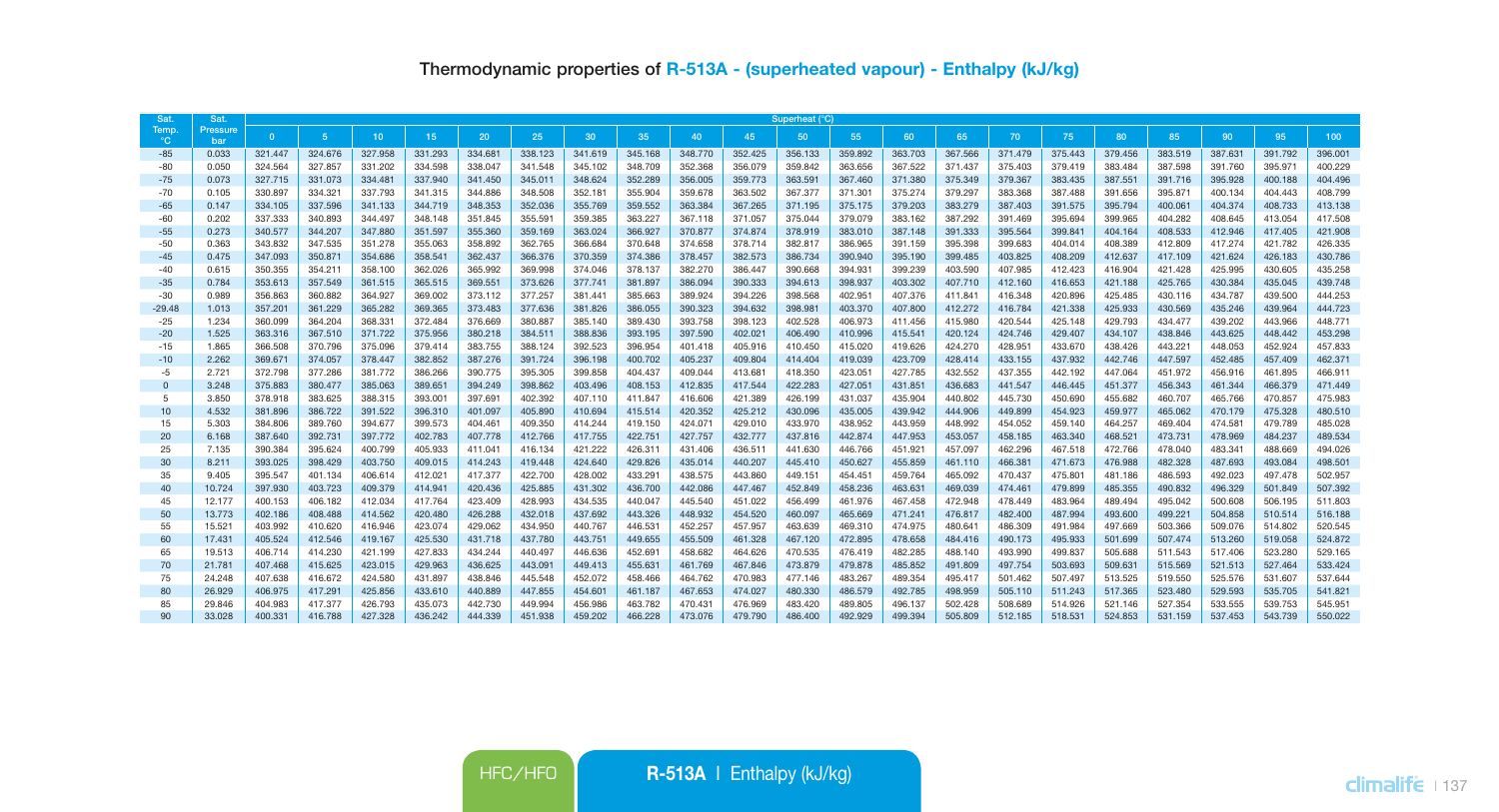## Thermodynamic properties of R-513A - (superheated vapour) - Enthalpy (kJ/kg)

| Sat. Temp. °C | Sat. Pressure bar | Superheat (°C) | | | | | | | | | | | | | | | | | | | | |
|---|---|---|---|---|---|---|---|---|---|---|---|---|---|---|---|---|---|---|---|---|---|---|
| | | 0 | 5 | 10 | 15 | 20 | 25 | 30 | 35 | 40 | 45 | 50 | 55 | 60 | 65 | 70 | 75 | 80 | 85 | 90 | 95 | 100 |
| -85 | 0.033 | 321.447 | 324.676 | 327.958 | 331.293 | 334.681 | 338.123 | 341.619 | 345.168 | 348.770 | 352.425 | 356.133 | 359.892 | 363.703 | 367.566 | 371.479 | 375.443 | 379.456 | 383.519 | 387.631 | 391.792 | 396.001 |
| -80 | 0.050 | 324.564 | 327.857 | 331.202 | 334.598 | 338.047 | 341.548 | 345.102 | 348.709 | 352.368 | 356.079 | 359.842 | 363.656 | 367.522 | 371.437 | 375.403 | 379.419 | 383.484 | 387.598 | 391.760 | 395.971 | 400.229 |
| -75 | 0.073 | 327.715 | 331.073 | 334.481 | 337.940 | 341.450 | 345.011 | 348.624 | 352.289 | 356.005 | 359.773 | 363.591 | 367.460 | 371.380 | 375.349 | 379.367 | 383.435 | 387.551 | 391.716 | 395.928 | 400.188 | 404.496 |
| -70 | 0.105 | 330.897 | 334.321 | 337.793 | 341.315 | 344.886 | 348.508 | 352.181 | 355.904 | 359.678 | 363.502 | 367.377 | 371.301 | 375.274 | 379.297 | 383.368 | 387.488 | 391.656 | 395.871 | 400.134 | 404.443 | 408.799 |
| -65 | 0.147 | 334.105 | 337.596 | 341.133 | 344.719 | 348.353 | 352.036 | 355.769 | 359.552 | 363.384 | 367.265 | 371.195 | 375.175 | 379.203 | 383.279 | 387.403 | 391.575 | 395.794 | 400.061 | 404.374 | 408.733 | 413.138 |
| -60 | 0.202 | 337.333 | 340.893 | 344.497 | 348.148 | 351.845 | 355.591 | 359.385 | 363.227 | 367.118 | 371.057 | 375.044 | 379.079 | 383.162 | 387.292 | 391.469 | 395.694 | 399.965 | 404.282 | 408.645 | 413.054 | 417.508 |
| -55 | 0.273 | 340.577 | 344.207 | 347.880 | 351.597 | 355.360 | 359.169 | 363.024 | 366.927 | 370.877 | 374.874 | 378.919 | 383.010 | 387.148 | 391.333 | 395.564 | 399.841 | 404.164 | 408.533 | 412.946 | 417.405 | 421.908 |
| -50 | 0.363 | 343.832 | 347.535 | 351.278 | 355.063 | 358.892 | 362.765 | 366.684 | 370.648 | 374.658 | 378.714 | 382.817 | 386.965 | 391.159 | 395.398 | 399.683 | 404.014 | 408.389 | 412.809 | 417.274 | 421.782 | 426.335 |
| -45 | 0.475 | 347.093 | 350.871 | 354.686 | 358.541 | 362.437 | 366.376 | 370.359 | 374.386 | 378.457 | 382.573 | 386.734 | 390.940 | 395.190 | 399.485 | 403.825 | 408.209 | 412.637 | 417.109 | 421.624 | 426.183 | 430.786 |
| -40 | 0.615 | 350.355 | 354.211 | 358.100 | 362.026 | 365.992 | 369.998 | 374.046 | 378.137 | 382.270 | 386.447 | 390.668 | 394.931 | 399.239 | 403.590 | 407.985 | 412.423 | 416.904 | 421.428 | 425.995 | 430.605 | 435.258 |
| -35 | 0.784 | 353.613 | 357.549 | 361.515 | 365.515 | 369.551 | 373.626 | 377.741 | 381.897 | 386.094 | 390.333 | 394.613 | 398.937 | 403.302 | 407.710 | 412.160 | 416.653 | 421.188 | 425.765 | 430.384 | 435.045 | 439.748 |
| -30 | 0.989 | 356.863 | 360.882 | 364.927 | 369.002 | 373.112 | 377.257 | 381.441 | 385.663 | 389.924 | 394.226 | 398.568 | 402.951 | 407.376 | 411.841 | 416.348 | 420.896 | 425.485 | 430.116 | 434.787 | 439.500 | 444.253 |
| -29.48 | 1.013 | 357.201 | 361.229 | 365.282 | 369.365 | 373.483 | 377.636 | 381.826 | 386.055 | 390.323 | 394.632 | 398.981 | 403.370 | 407.800 | 412.272 | 416.784 | 421.338 | 425.933 | 430.569 | 435.246 | 439.964 | 444.723 |
| -25 | 1.234 | 360.099 | 364.204 | 368.331 | 372.484 | 376.669 | 380.887 | 385.140 | 389.430 | 393.758 | 398.123 | 402.528 | 406.973 | 411.456 | 415.980 | 420.544 | 425.148 | 429.793 | 434.477 | 439.202 | 443.966 | 448.771 |
| -20 | 1.525 | 363.316 | 367.510 | 371.722 | 375.956 | 380.218 | 384.511 | 388.836 | 393.195 | 397.590 | 402.021 | 406.490 | 410.996 | 415.541 | 420.124 | 424.746 | 429.407 | 434.107 | 438.846 | 443.625 | 448.442 | 453.298 |
| -15 | 1.865 | 366.508 | 370.796 | 375.096 | 379.414 | 383.755 | 388.124 | 392.523 | 396.954 | 401.418 | 405.916 | 410.450 | 415.020 | 419.626 | 424.270 | 428.951 | 433.670 | 438.426 | 443.221 | 448.053 | 452.924 | 457.833 |
| -10 | 2.262 | 369.671 | 374.057 | 378.447 | 382.852 | 387.276 | 391.724 | 396.198 | 400.702 | 405.237 | 409.804 | 414.404 | 419.039 | 423.709 | 428.414 | 433.155 | 437.932 | 442.746 | 447.597 | 452.485 | 457.409 | 462.371 |
| -5 | 2.721 | 372.798 | 377.286 | 381.772 | 386.266 | 390.775 | 395.305 | 399.858 | 404.437 | 409.044 | 413.681 | 418.350 | 423.051 | 427.785 | 432.552 | 437.355 | 442.192 | 447.064 | 451.972 | 456.916 | 461.895 | 466.911 |
| 0 | 3.248 | 375.883 | 380.477 | 385.063 | 389.651 | 394.249 | 398.862 | 403.496 | 408.153 | 412.835 | 417.544 | 422.283 | 427.051 | 431.851 | 436.683 | 441.547 | 446.445 | 451.377 | 456.343 | 461.344 | 466.379 | 471.449 |
| 5 | 3.850 | 378.918 | 383.625 | 388.315 | 393.001 | 397.691 | 402.392 | 407.110 | 411.847 | 416.606 | 421.389 | 426.199 | 431.037 | 435.904 | 440.802 | 445.730 | 450.690 | 455.682 | 460.707 | 465.766 | 470.857 | 475.983 |
| 10 | 4.532 | 381.896 | 386.722 | 391.522 | 396.310 | 401.097 | 405.890 | 410.694 | 415.514 | 420.352 | 425.212 | 430.096 | 435.005 | 439.942 | 444.906 | 449.899 | 454.923 | 459.977 | 465.062 | 470.179 | 475.328 | 480.510 |
| 15 | 5.303 | 384.806 | 389.760 | 394.677 | 399.573 | 404.461 | 409.350 | 414.244 | 419.150 | 424.071 | 429.010 | 433.970 | 438.952 | 443.959 | 448.992 | 454.052 | 459.140 | 464.257 | 469.404 | 474.581 | 479.789 | 485.028 |
| 20 | 6.168 | 387.640 | 392.731 | 397.772 | 402.783 | 407.778 | 412.766 | 417.755 | 422.751 | 427.757 | 432.777 | 437.816 | 442.874 | 447.953 | 453.057 | 458.185 | 463.340 | 468.521 | 473.731 | 478.969 | 484.237 | 489.534 |
| 25 | 7.135 | 390.384 | 395.624 | 400.799 | 405.933 | 411.041 | 416.134 | 421.222 | 426.311 | 431.406 | 436.511 | 441.630 | 446.766 | 451.921 | 457.097 | 462.296 | 467.518 | 472.766 | 478.040 | 483.341 | 488.669 | 494.026 |
| 30 | 8.211 | 393.025 | 398.429 | 403.750 | 409.015 | 414.243 | 419.448 | 424.640 | 429.826 | 435.014 | 440.207 | 445.410 | 450.627 | 455.859 | 461.110 | 466.381 | 471.673 | 476.988 | 482.328 | 487.693 | 493.084 | 498.501 |
| 35 | 9.405 | 395.547 | 401.134 | 406.614 | 412.021 | 417.377 | 422.700 | 428.002 | 433.291 | 438.575 | 443.860 | 449.151 | 454.451 | 459.764 | 465.092 | 470.437 | 475.801 | 481.186 | 486.593 | 492.023 | 497.478 | 502.957 |
| 40 | 10.724 | 397.930 | 403.723 | 409.379 | 414.941 | 420.436 | 425.885 | 431.302 | 436.700 | 442.086 | 447.467 | 452.849 | 458.236 | 463.631 | 469.039 | 474.461 | 479.899 | 485.355 | 490.832 | 496.329 | 501.849 | 507.392 |
| 45 | 12.177 | 400.153 | 406.182 | 412.034 | 417.764 | 423.409 | 428.993 | 434.535 | 440.047 | 445.540 | 451.022 | 456.499 | 461.976 | 467.458 | 472.948 | 478.449 | 483.964 | 489.494 | 495.042 | 500.608 | 506.195 | 511.803 |
| 50 | 13.773 | 402.186 | 408.488 | 414.562 | 420.480 | 426.288 | 432.018 | 437.692 | 443.326 | 448.932 | 454.520 | 460.097 | 465.669 | 471.241 | 476.817 | 482.400 | 487.994 | 493.600 | 499.221 | 504.858 | 510.514 | 516.188 |
| 55 | 15.521 | 403.992 | 410.620 | 416.946 | 423.074 | 429.062 | 434.950 | 440.767 | 446.531 | 452.257 | 457.957 | 463.639 | 469.310 | 474.975 | 480.641 | 486.309 | 491.984 | 497.669 | 503.366 | 509.076 | 514.802 | 520.545 |
| 60 | 17.431 | 405.524 | 412.546 | 419.167 | 425.530 | 431.718 | 437.780 | 443.751 | 449.655 | 455.509 | 461.328 | 467.120 | 472.895 | 478.658 | 484.416 | 490.173 | 495.933 | 501.699 | 507.474 | 513.260 | 519.058 | 524.872 |
| 65 | 19.513 | 406.714 | 414.230 | 421.199 | 427.833 | 434.244 | 440.497 | 446.636 | 452.691 | 458.682 | 464.626 | 470.535 | 476.419 | 482.285 | 488.140 | 493.990 | 499.837 | 505.688 | 511.543 | 517.406 | 523.280 | 529.165 |
| 70 | 21.781 | 407.468 | 415.625 | 423.015 | 429.963 | 436.625 | 443.091 | 449.413 | 455.631 | 461.769 | 467.846 | 473.879 | 479.878 | 485.852 | 491.809 | 497.754 | 503.693 | 509.631 | 515.569 | 521.513 | 527.464 | 533.424 |
| 75 | 24.248 | 407.638 | 416.672 | 424.580 | 431.897 | 438.846 | 445.548 | 452.072 | 458.466 | 464.762 | 470.983 | 477.146 | 483.267 | 489.354 | 495.417 | 501.462 | 507.497 | 513.525 | 519.550 | 525.576 | 531.607 | 537.644 |
| 80 | 26.929 | 406.975 | 417.291 | 425.856 | 433.610 | 440.889 | 447.855 | 454.601 | 461.187 | 467.653 | 474.027 | 480.330 | 486.579 | 492.785 | 498.959 | 505.110 | 511.243 | 517.365 | 523.480 | 529.593 | 535.705 | 541.821 |
| 85 | 29.846 | 404.983 | 417.377 | 426.793 | 435.073 | 442.730 | 449.994 | 456.986 | 463.782 | 470.431 | 476.969 | 483.420 | 489.805 | 496.137 | 502.428 | 508.689 | 514.926 | 521.146 | 527.354 | 533.555 | 539.753 | 545.951 |
| 90 | 33.028 | 400.331 | 416.788 | 427.328 | 436.242 | 444.339 | 451.938 | 459.202 | 466.228 | 473.076 | 479.790 | 486.400 | 492.929 | 499.394 | 505.809 | 512.185 | 518.531 | 524.853 | 531.159 | 537.453 | 543.739 | 550.022 |

HFC/HFO | **R-513A** | Enthalpy (kJ/kg)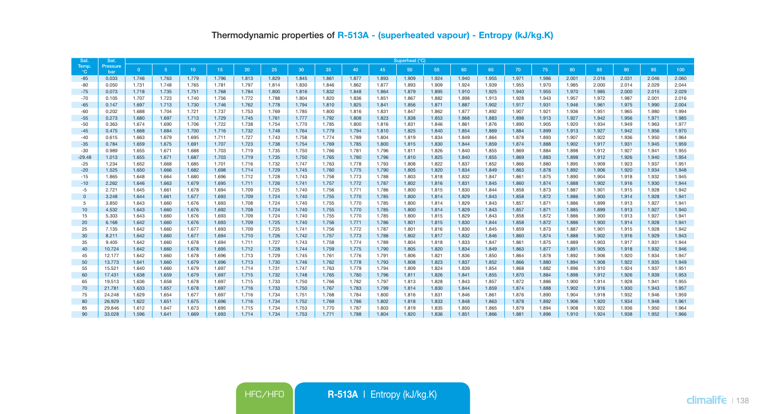## Thermodynamic properties of R-513A - (superheated vapour) - Entropy (kJ/kg.K)

| Sat. Temp. °C | Sat. Pressure bar | Superheat (°C) | | | | | | | | | | | | | | | | | | | | |
|---|---|---|---|---|---|---|---|---|---|---|---|---|---|---|---|---|---|---|---|---|---|---|
| | | 0 | 5 | 10 | 15 | 20 | 25 | 30 | 35 | 40 | 45 | 50 | 55 | 60 | 65 | 70 | 75 | 80 | 85 | 90 | 95 | 100 |
| -85 | 0.033 | 1.746 | 1.763 | 1.779 | 1.796 | 1.813 | 1.829 | 1.845 | 1.861 | 1.877 | 1.893 | 1.909 | 1.924 | 1.940 | 1.955 | 1.971 | 1.986 | 2.001 | 2.016 | 2.031 | 2.046 | 2.060 |
| -80 | 0.050 | 1.731 | 1.748 | 1.765 | 1.781 | 1.797 | 1.814 | 1.830 | 1.846 | 1.862 | 1.877 | 1.893 | 1.909 | 1.924 | 1.939 | 1.955 | 1.970 | 1.985 | 2.000 | 2.014 | 2.029 | 2.044 |
| -75 | 0.073 | 1.718 | 1.735 | 1.751 | 1.768 | 1.784 | 1.800 | 1.816 | 1.832 | 1.848 | 1.864 | 1.879 | 1.895 | 1.910 | 1.925 | 1.940 | 1.955 | 1.970 | 1.985 | 2.000 | 2.015 | 2.029 |
| -70 | 0.105 | 1.707 | 1.723 | 1.740 | 1.756 | 1.772 | 1.788 | 1.804 | 1.820 | 1.836 | 1.851 | 1.867 | 1.882 | 1.898 | 1.913 | 1.928 | 1.943 | 1.957 | 1.972 | 1.987 | 2.001 | 2.016 |
| -65 | 0.147 | 1.697 | 1.713 | 1.730 | 1.746 | 1.762 | 1.778 | 1.794 | 1.810 | 1.825 | 1.841 | 1.856 | 1.871 | 1.887 | 1.902 | 1.917 | 1.931 | 1.946 | 1.961 | 1.975 | 1.990 | 2.004 |
| -60 | 0.202 | 1.688 | 1.704 | 1.721 | 1.737 | 1.753 | 1.769 | 1.785 | 1.800 | 1.816 | 1.831 | 1.847 | 1.862 | 1.877 | 1.892 | 1.907 | 1.921 | 1.936 | 1.951 | 1.965 | 1.980 | 1.994 |
| -55 | 0.273 | 1.680 | 1.697 | 1.713 | 1.729 | 1.745 | 1.761 | 1.777 | 1.792 | 1.808 | 1.823 | 1.838 | 1.853 | 1.868 | 1.883 | 1.898 | 1.913 | 1.927 | 1.942 | 1.956 | 1.971 | 1.985 |
| -50 | 0.363 | 1.674 | 1.690 | 1.706 | 1.722 | 1.738 | 1.754 | 1.770 | 1.785 | 1.800 | 1.816 | 1.831 | 1.846 | 1.861 | 1.876 | 1.890 | 1.905 | 1.920 | 1.934 | 1.949 | 1.963 | 1.977 |
| -45 | 0.475 | 1.668 | 1.684 | 1.700 | 1.716 | 1.732 | 1.748 | 1.764 | 1.779 | 1.794 | 1.810 | 1.825 | 1.840 | 1.854 | 1.869 | 1.884 | 1.899 | 1.913 | 1.927 | 1.942 | 1.956 | 1.970 |
| -40 | 0.615 | 1.663 | 1.679 | 1.695 | 1.711 | 1.727 | 1.743 | 1.758 | 1.774 | 1.789 | 1.804 | 1.819 | 1.834 | 1.849 | 1.864 | 1.878 | 1.893 | 1.907 | 1.922 | 1.936 | 1.950 | 1.964 |
| -35 | 0.784 | 1.659 | 1.675 | 1.691 | 1.707 | 1.723 | 1.738 | 1.754 | 1.769 | 1.785 | 1.800 | 1.815 | 1.830 | 1.844 | 1.859 | 1.874 | 1.888 | 1.902 | 1.917 | 1.931 | 1.945 | 1.959 |
| -30 | 0.989 | 1.655 | 1.671 | 1.688 | 1.703 | 1.719 | 1.735 | 1.750 | 1.766 | 1.781 | 1.796 | 1.811 | 1.826 | 1.840 | 1.855 | 1.869 | 1.884 | 1.898 | 1.912 | 1.927 | 1.941 | 1.955 |
| -29.48 | 1.013 | 1.655 | 1.671 | 1.687 | 1.703 | 1.719 | 1.735 | 1.750 | 1.765 | 1.780 | 1.796 | 1.810 | 1.825 | 1.840 | 1.855 | 1.869 | 1.883 | 1.898 | 1.912 | 1.926 | 1.940 | 1.954 |
| -25 | 1.234 | 1.652 | 1.668 | 1.685 | 1.701 | 1.716 | 1.732 | 1.747 | 1.763 | 1.778 | 1.793 | 1.808 | 1.822 | 1.837 | 1.852 | 1.866 | 1.880 | 1.895 | 1.909 | 1.923 | 1.937 | 1.951 |
| -20 | 1.525 | 1.650 | 1.666 | 1.682 | 1.698 | 1.714 | 1.729 | 1.745 | 1.760 | 1.775 | 1.790 | 1.805 | 1.820 | 1.834 | 1.849 | 1.863 | 1.878 | 1.892 | 1.906 | 1.920 | 1.934 | 1.948 |
| -15 | 1.865 | 1.648 | 1.664 | 1.680 | 1.696 | 1.712 | 1.728 | 1.743 | 1.758 | 1.773 | 1.788 | 1.803 | 1.818 | 1.832 | 1.847 | 1.861 | 1.875 | 1.890 | 1.904 | 1.918 | 1.932 | 1.945 |
| -10 | 2.262 | 1.646 | 1.663 | 1.679 | 1.695 | 1.711 | 1.726 | 1.741 | 1.757 | 1.772 | 1.787 | 1.802 | 1.816 | 1.831 | 1.845 | 1.860 | 1.874 | 1.888 | 1.902 | 1.916 | 1.930 | 1.944 |
| -5 | 2.721 | 1.645 | 1.661 | 1.678 | 1.694 | 1.709 | 1.725 | 1.740 | 1.756 | 1.771 | 1.786 | 1.800 | 1.815 | 1.830 | 1.844 | 1.858 | 1.873 | 1.887 | 1.901 | 1.915 | 1.928 | 1.942 |
| 0 | 3.248 | 1.644 | 1.661 | 1.677 | 1.693 | 1.709 | 1.724 | 1.740 | 1.755 | 1.770 | 1.785 | 1.800 | 1.814 | 1.829 | 1.843 | 1.858 | 1.872 | 1.886 | 1.900 | 1.914 | 1.928 | 1.941 |
| 5 | 3.850 | 1.643 | 1.660 | 1.676 | 1.693 | 1.708 | 1.724 | 1.740 | 1.755 | 1.770 | 1.785 | 1.800 | 1.814 | 1.829 | 1.843 | 1.857 | 1.871 | 1.886 | 1.899 | 1.913 | 1.927 | 1.941 |
| 10 | 4.532 | 1.643 | 1.660 | 1.676 | 1.692 | 1.708 | 1.724 | 1.740 | 1.755 | 1.770 | 1.785 | 1.800 | 1.814 | 1.829 | 1.843 | 1.857 | 1.871 | 1.885 | 1.899 | 1.913 | 1.927 | 1.940 |
| 15 | 5.303 | 1.643 | 1.660 | 1.676 | 1.693 | 1.709 | 1.724 | 1.740 | 1.755 | 1.770 | 1.785 | 1.800 | 1.815 | 1.829 | 1.843 | 1.858 | 1.872 | 1.886 | 1.900 | 1.913 | 1.927 | 1.941 |
| 20 | 6.168 | 1.642 | 1.660 | 1.676 | 1.693 | 1.709 | 1.725 | 1.740 | 1.756 | 1.771 | 1.786 | 1.801 | 1.815 | 1.830 | 1.844 | 1.858 | 1.872 | 1.886 | 1.900 | 1.914 | 1.928 | 1.941 |
| 25 | 7.135 | 1.642 | 1.660 | 1.677 | 1.693 | 1.709 | 1.725 | 1.741 | 1.756 | 1.772 | 1.787 | 1.801 | 1.816 | 1.830 | 1.845 | 1.859 | 1.873 | 1.887 | 1.901 | 1.915 | 1.928 | 1.942 |
| 30 | 8.211 | 1.642 | 1.660 | 1.677 | 1.694 | 1.710 | 1.726 | 1.742 | 1.757 | 1.773 | 1.788 | 1.802 | 1.817 | 1.832 | 1.846 | 1.860 | 1.874 | 1.888 | 1.902 | 1.916 | 1.929 | 1.943 |
| 35 | 9.405 | 1.642 | 1.660 | 1.678 | 1.694 | 1.711 | 1.727 | 1.743 | 1.758 | 1.774 | 1.789 | 1.804 | 1.818 | 1.833 | 1.847 | 1.861 | 1.875 | 1.889 | 1.903 | 1.917 | 1.931 | 1.944 |
| 40 | 10.724 | 1.642 | 1.660 | 1.678 | 1.695 | 1.712 | 1.728 | 1.744 | 1.759 | 1.775 | 1.790 | 1.805 | 1.820 | 1.834 | 1.849 | 1.863 | 1.877 | 1.891 | 1.905 | 1.918 | 1.932 | 1.946 |
| 45 | 12.177 | 1.642 | 1.660 | 1.678 | 1.696 | 1.713 | 1.729 | 1.745 | 1.761 | 1.776 | 1.791 | 1.806 | 1.821 | 1.836 | 1.850 | 1.864 | 1.878 | 1.892 | 1.906 | 1.920 | 1.934 | 1.947 |
| 50 | 13.773 | 1.641 | 1.660 | 1.679 | 1.696 | 1.713 | 1.730 | 1.746 | 1.762 | 1.778 | 1.793 | 1.808 | 1.823 | 1.837 | 1.852 | 1.866 | 1.880 | 1.894 | 1.908 | 1.922 | 1.935 | 1.949 |
| 55 | 15.521 | 1.640 | 1.660 | 1.679 | 1.697 | 1.714 | 1.731 | 1.747 | 1.763 | 1.779 | 1.794 | 1.809 | 1.824 | 1.839 | 1.854 | 1.868 | 1.882 | 1.896 | 1.910 | 1.924 | 1.937 | 1.951 |
| 60 | 17.431 | 1.638 | 1.659 | 1.679 | 1.697 | 1.715 | 1.732 | 1.748 | 1.765 | 1.780 | 1.796 | 1.811 | 1.826 | 1.841 | 1.855 | 1.870 | 1.884 | 1.898 | 1.912 | 1.926 | 1.939 | 1.953 |
| 65 | 19.513 | 1.636 | 1.658 | 1.678 | 1.697 | 1.715 | 1.733 | 1.750 | 1.766 | 1.782 | 1.797 | 1.813 | 1.828 | 1.843 | 1.857 | 1.872 | 1.886 | 1.900 | 1.914 | 1.928 | 1.941 | 1.955 |
| 70 | 21.781 | 1.633 | 1.657 | 1.678 | 1.697 | 1.716 | 1.733 | 1.750 | 1.767 | 1.783 | 1.799 | 1.814 | 1.830 | 1.844 | 1.859 | 1.874 | 1.888 | 1.902 | 1.916 | 1.930 | 1.943 | 1.957 |
| 75 | 24.248 | 1.629 | 1.654 | 1.677 | 1.697 | 1.716 | 1.734 | 1.751 | 1.768 | 1.784 | 1.800 | 1.816 | 1.831 | 1.846 | 1.861 | 1.876 | 1.890 | 1.904 | 1.918 | 1.932 | 1.946 | 1.959 |
| 80 | 26.929 | 1.622 | 1.651 | 1.675 | 1.696 | 1.716 | 1.734 | 1.752 | 1.769 | 1.786 | 1.802 | 1.818 | 1.833 | 1.848 | 1.863 | 1.878 | 1.892 | 1.906 | 1.920 | 1.934 | 1.948 | 1.961 |
| 85 | 29.846 | 1.612 | 1.647 | 1.673 | 1.695 | 1.715 | 1.734 | 1.753 | 1.770 | 1.787 | 1.803 | 1.819 | 1.835 | 1.850 | 1.865 | 1.879 | 1.894 | 1.908 | 1.922 | 1.936 | 1.950 | 1.964 |
| 90 | 33.028 | 1.596 | 1.641 | 1.669 | 1.693 | 1.714 | 1.734 | 1.753 | 1.771 | 1.788 | 1.804 | 1.820 | 1.836 | 1.851 | 1.866 | 1.881 | 1.896 | 1.910 | 1.924 | 1.938 | 1.952 | 1.966 |

HFC/HFO

**R-513A** | Entropy (kJ/kg.K)